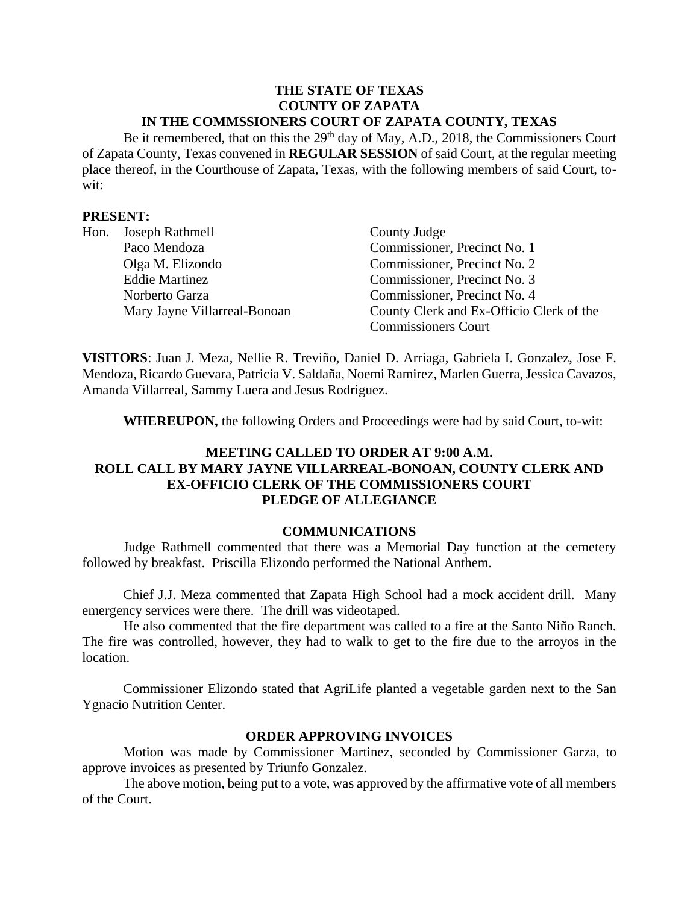**THE STATE OF TEXAS**
**COUNTY OF ZAPATA**
**IN THE COMMSSIONERS COURT OF ZAPATA COUNTY, TEXAS**

Be it remembered, that on this the 29th day of May, A.D., 2018, the Commissioners Court of Zapata County, Texas convened in **REGULAR SESSION** of said Court, at the regular meeting place thereof, in the Courthouse of Zapata, Texas, with the following members of said Court, to-wit:

**PRESENT:**

| | | |
|---|---|---|
| Hon. | Joseph Rathmell | County Judge |
| | Paco Mendoza | Commissioner, Precinct No. 1 |
| | Olga M. Elizondo | Commissioner, Precinct No. 2 |
| | Eddie Martinez | Commissioner, Precinct No. 3 |
| | Norberto Garza | Commissioner, Precinct No. 4 |
| | Mary Jayne Villarreal-Bonoan | County Clerk and Ex-Officio Clerk of the Commissioners Court |

**VISITORS**: Juan J. Meza, Nellie R. Treviño, Daniel D. Arriaga, Gabriela I. Gonzalez, Jose F. Mendoza, Ricardo Guevara, Patricia V. Saldaña, Noemi Ramirez, Marlen Guerra, Jessica Cavazos, Amanda Villarreal, Sammy Luera and Jesus Rodriguez.

**WHEREUPON,** the following Orders and Proceedings were had by said Court, to-wit:

**MEETING CALLED TO ORDER AT 9:00 A.M.**
**ROLL CALL BY MARY JAYNE VILLARREAL-BONOAN, COUNTY CLERK AND EX-OFFICIO CLERK OF THE COMMISSIONERS COURT**
**PLEDGE OF ALLEGIANCE**

**COMMUNICATIONS**

Judge Rathmell commented that there was a Memorial Day function at the cemetery followed by breakfast. Priscilla Elizondo performed the National Anthem.

Chief J.J. Meza commented that Zapata High School had a mock accident drill. Many emergency services were there. The drill was videotaped.

He also commented that the fire department was called to a fire at the Santo Niño Ranch. The fire was controlled, however, they had to walk to get to the fire due to the arroyos in the location.

Commissioner Elizondo stated that AgriLife planted a vegetable garden next to the San Ygnacio Nutrition Center.

**ORDER APPROVING INVOICES**

Motion was made by Commissioner Martinez, seconded by Commissioner Garza, to approve invoices as presented by Triunfo Gonzalez.

The above motion, being put to a vote, was approved by the affirmative vote of all members of the Court.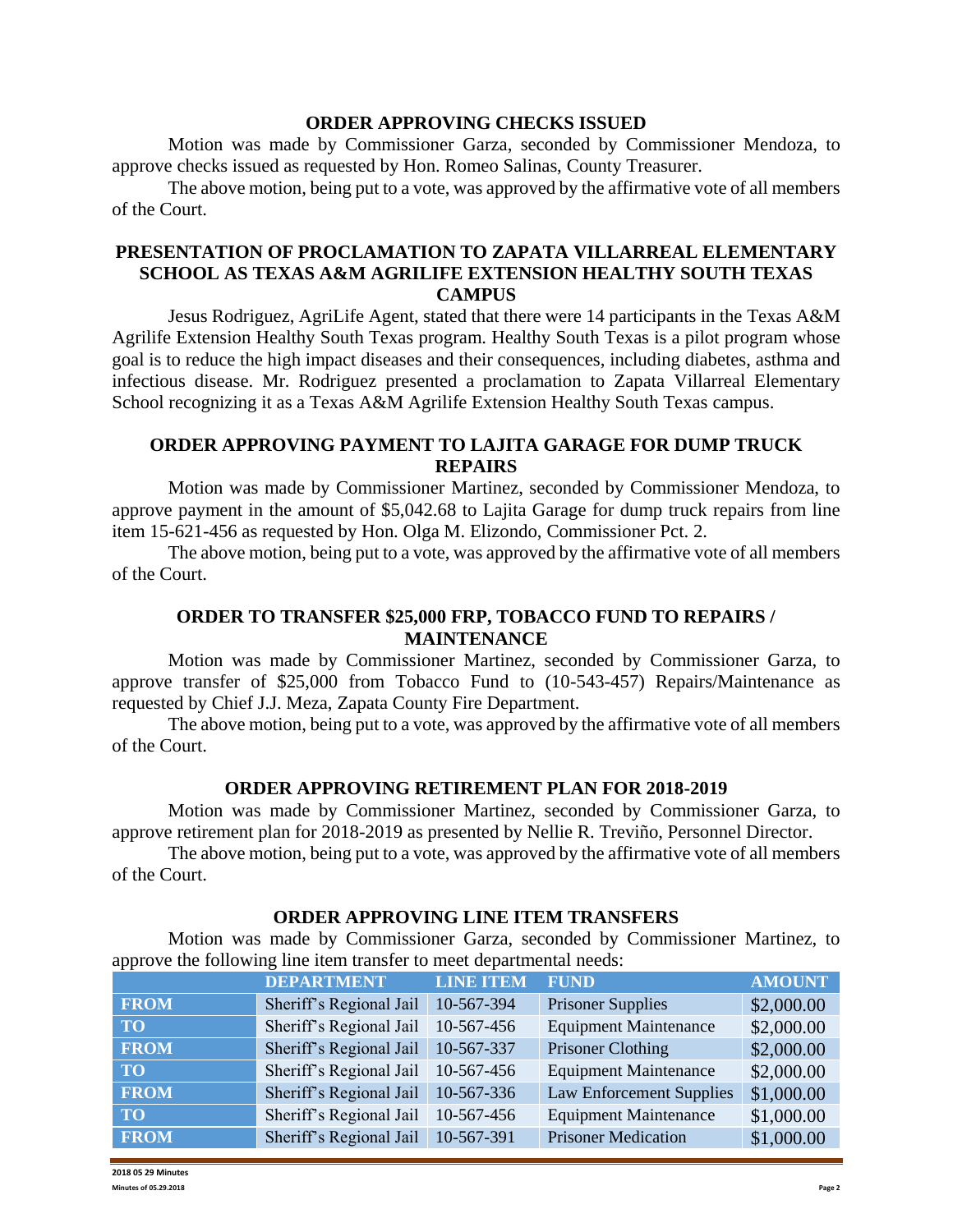## ORDER APPROVING CHECKS ISSUED

Motion was made by Commissioner Garza, seconded by Commissioner Mendoza, to approve checks issued as requested by Hon. Romeo Salinas, County Treasurer.

The above motion, being put to a vote, was approved by the affirmative vote of all members of the Court.

## PRESENTATION OF PROCLAMATION TO ZAPATA VILLARREAL ELEMENTARY SCHOOL AS TEXAS A&M AGRILIFE EXTENSION HEALTHY SOUTH TEXAS CAMPUS

Jesus Rodriguez, AgriLife Agent, stated that there were 14 participants in the Texas A&M Agrilife Extension Healthy South Texas program. Healthy South Texas is a pilot program whose goal is to reduce the high impact diseases and their consequences, including diabetes, asthma and infectious disease. Mr. Rodriguez presented a proclamation to Zapata Villarreal Elementary School recognizing it as a Texas A&M Agrilife Extension Healthy South Texas campus.

## ORDER APPROVING PAYMENT TO LAJITA GARAGE FOR DUMP TRUCK REPAIRS

Motion was made by Commissioner Martinez, seconded by Commissioner Mendoza, to approve payment in the amount of $5,042.68 to Lajita Garage for dump truck repairs from line item 15-621-456 as requested by Hon. Olga M. Elizondo, Commissioner Pct. 2.

The above motion, being put to a vote, was approved by the affirmative vote of all members of the Court.

## ORDER TO TRANSFER $25,000 FRP, TOBACCO FUND TO REPAIRS / MAINTENANCE

Motion was made by Commissioner Martinez, seconded by Commissioner Garza, to approve transfer of $25,000 from Tobacco Fund to (10-543-457) Repairs/Maintenance as requested by Chief J.J. Meza, Zapata County Fire Department.

The above motion, being put to a vote, was approved by the affirmative vote of all members of the Court.

## ORDER APPROVING RETIREMENT PLAN FOR 2018-2019

Motion was made by Commissioner Martinez, seconded by Commissioner Garza, to approve retirement plan for 2018-2019 as presented by Nellie R. Treviño, Personnel Director.

The above motion, being put to a vote, was approved by the affirmative vote of all members of the Court.

## ORDER APPROVING LINE ITEM TRANSFERS

Motion was made by Commissioner Garza, seconded by Commissioner Martinez, to approve the following line item transfer to meet departmental needs:

| | DEPARTMENT | LINE ITEM | FUND | AMOUNT |
|---|---|---|---|---|
| FROM | Sheriff's Regional Jail | 10-567-394 | Prisoner Supplies | $2,000.00 |
| TO | Sheriff's Regional Jail | 10-567-456 | Equipment Maintenance | $2,000.00 |
| FROM | Sheriff's Regional Jail | 10-567-337 | Prisoner Clothing | $2,000.00 |
| TO | Sheriff's Regional Jail | 10-567-456 | Equipment Maintenance | $2,000.00 |
| FROM | Sheriff's Regional Jail | 10-567-336 | Law Enforcement Supplies | $1,000.00 |
| TO | Sheriff's Regional Jail | 10-567-456 | Equipment Maintenance | $1,000.00 |
| FROM | Sheriff's Regional Jail | 10-567-391 | Prisoner Medication | $1,000.00 |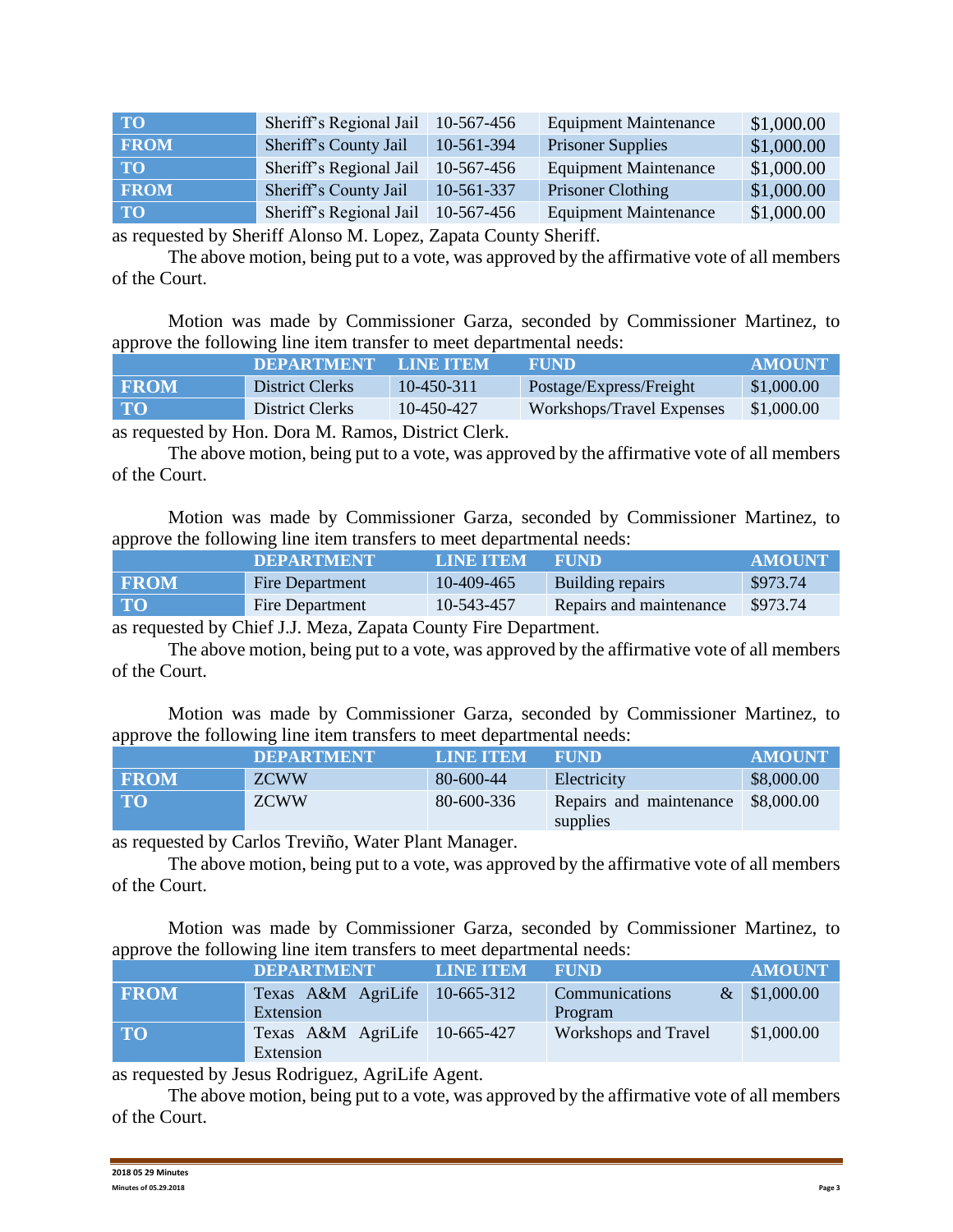| | | | | |
|---|---|---|---|---|
| TO | Sheriff's Regional Jail | 10-567-456 | Equipment Maintenance | $1,000.00 |
| FROM | Sheriff's County Jail | 10-561-394 | Prisoner Supplies | $1,000.00 |
| TO | Sheriff's Regional Jail | 10-567-456 | Equipment Maintenance | $1,000.00 |
| FROM | Sheriff's County Jail | 10-561-337 | Prisoner Clothing | $1,000.00 |
| TO | Sheriff's Regional Jail | 10-567-456 | Equipment Maintenance | $1,000.00 |

as requested by Sheriff Alonso M. Lopez, Zapata County Sheriff.

The above motion, being put to a vote, was approved by the affirmative vote of all members of the Court.

Motion was made by Commissioner Garza, seconded by Commissioner Martinez, to approve the following line item transfer to meet departmental needs:

| | DEPARTMENT | LINE ITEM | FUND | AMOUNT |
|---|---|---|---|---|
| FROM | District Clerks | 10-450-311 | Postage/Express/Freight | $1,000.00 |
| TO | District Clerks | 10-450-427 | Workshops/Travel Expenses | $1,000.00 |

as requested by Hon. Dora M. Ramos, District Clerk.

The above motion, being put to a vote, was approved by the affirmative vote of all members of the Court.

Motion was made by Commissioner Garza, seconded by Commissioner Martinez, to approve the following line item transfers to meet departmental needs:

| | DEPARTMENT | LINE ITEM | FUND | AMOUNT |
|---|---|---|---|---|
| FROM | Fire Department | 10-409-465 | Building repairs | $973.74 |
| TO | Fire Department | 10-543-457 | Repairs and maintenance | $973.74 |

as requested by Chief J.J. Meza, Zapata County Fire Department.

The above motion, being put to a vote, was approved by the affirmative vote of all members of the Court.

Motion was made by Commissioner Garza, seconded by Commissioner Martinez, to approve the following line item transfers to meet departmental needs:

| | DEPARTMENT | LINE ITEM | FUND | AMOUNT |
|---|---|---|---|---|
| FROM | ZCWW | 80-600-44 | Electricity | $8,000.00 |
| TO | ZCWW | 80-600-336 | Repairs and maintenance supplies | $8,000.00 |

as requested by Carlos Treviño, Water Plant Manager.

The above motion, being put to a vote, was approved by the affirmative vote of all members of the Court.

Motion was made by Commissioner Garza, seconded by Commissioner Martinez, to approve the following line item transfers to meet departmental needs:

| | DEPARTMENT | LINE ITEM | FUND | AMOUNT |
|---|---|---|---|---|
| FROM | Texas A&M AgriLife Extension | 10-665-312 | Communications & Program | $1,000.00 |
| TO | Texas A&M AgriLife Extension | 10-665-427 | Workshops and Travel | $1,000.00 |

as requested by Jesus Rodriguez, AgriLife Agent.

The above motion, being put to a vote, was approved by the affirmative vote of all members of the Court.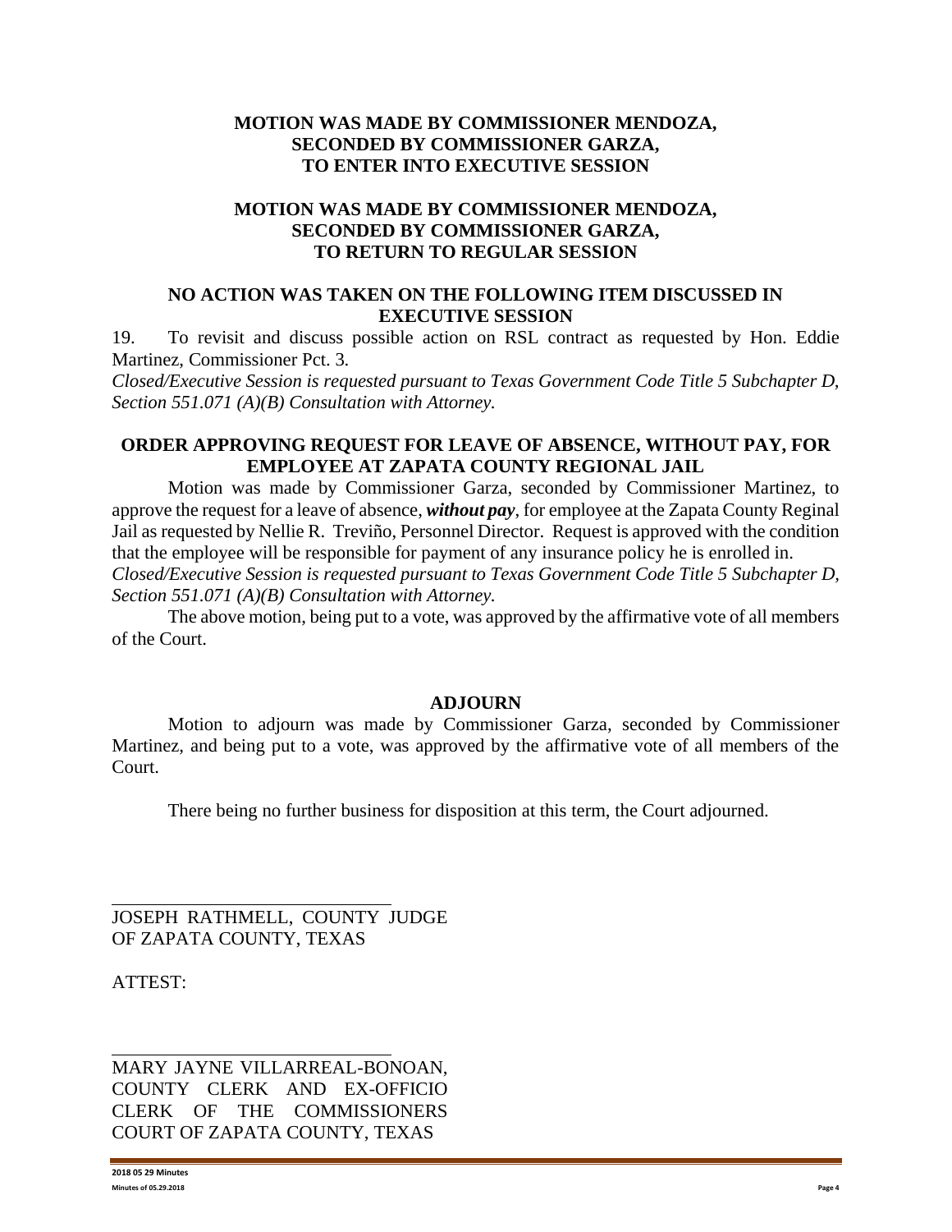**MOTION WAS MADE BY COMMISSIONER MENDOZA,**
**SECONDED BY COMMISSIONER GARZA,**
**TO ENTER INTO EXECUTIVE SESSION**

**MOTION WAS MADE BY COMMISSIONER MENDOZA,**
**SECONDED BY COMMISSIONER GARZA,**
**TO RETURN TO REGULAR SESSION**

**NO ACTION WAS TAKEN ON THE FOLLOWING ITEM DISCUSSED IN EXECUTIVE SESSION**

19. To revisit and discuss possible action on RSL contract as requested by Hon. Eddie Martinez, Commissioner Pct. 3.
*Closed/Executive Session is requested pursuant to Texas Government Code Title 5 Subchapter D, Section 551.071 (A)(B) Consultation with Attorney.*

**ORDER APPROVING REQUEST FOR LEAVE OF ABSENCE, WITHOUT PAY, FOR EMPLOYEE AT ZAPATA COUNTY REGIONAL JAIL**

Motion was made by Commissioner Garza, seconded by Commissioner Martinez, to approve the request for a leave of absence, ***without pay***, for employee at the Zapata County Reginal Jail as requested by Nellie R. Treviño, Personnel Director. Request is approved with the condition that the employee will be responsible for payment of any insurance policy he is enrolled in.
*Closed/Executive Session is requested pursuant to Texas Government Code Title 5 Subchapter D, Section 551.071 (A)(B) Consultation with Attorney.*

The above motion, being put to a vote, was approved by the affirmative vote of all members of the Court.

**ADJOURN**

Motion to adjourn was made by Commissioner Garza, seconded by Commissioner Martinez, and being put to a vote, was approved by the affirmative vote of all members of the Court.

There being no further business for disposition at this term, the Court adjourned.

JOSEPH RATHMELL, COUNTY JUDGE
OF ZAPATA COUNTY, TEXAS

ATTEST:

MARY JAYNE VILLARREAL-BONOAN,
COUNTY CLERK AND EX-OFFICIO
CLERK OF THE COMMISSIONERS
COURT OF ZAPATA COUNTY, TEXAS